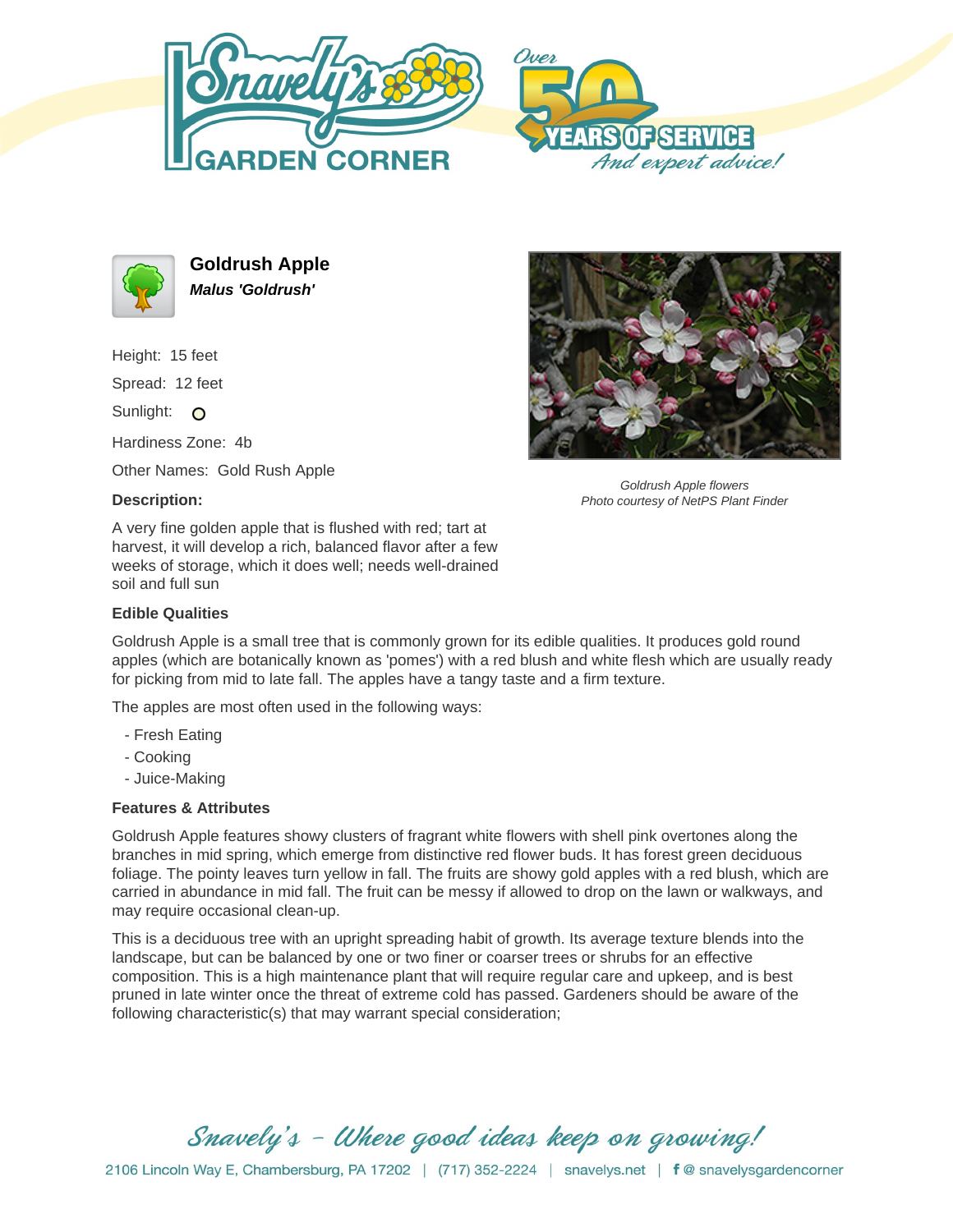# Goldrush Apple

***Malus 'Goldrush'***

Height: 15 feet

Spread: 12 feet

Sunlight:

Hardiness Zone: 4b

Other Names: Gold Rush Apple

*Goldrush Apple flowers*
*Photo courtesy of NetPS Plant Finder*

### Description:

A very fine golden apple that is flushed with red; tart at harvest, it will develop a rich, balanced flavor after a few weeks of storage, which it does well; needs well-drained soil and full sun

### Edible Qualities

Goldrush Apple is a small tree that is commonly grown for its edible qualities. It produces gold round apples (which are botanically known as 'pomes') with a red blush and white flesh which are usually ready for picking from mid to late fall. The apples have a tangy taste and a firm texture.

The apples are most often used in the following ways:

- Fresh Eating
- Cooking
- Juice-Making

### Features & Attributes

Goldrush Apple features showy clusters of fragrant white flowers with shell pink overtones along the branches in mid spring, which emerge from distinctive red flower buds. It has forest green deciduous foliage. The pointy leaves turn yellow in fall. The fruits are showy gold apples with a red blush, which are carried in abundance in mid fall. The fruit can be messy if allowed to drop on the lawn or walkways, and may require occasional clean-up.

This is a deciduous tree with an upright spreading habit of growth. Its average texture blends into the landscape, but can be balanced by one or two finer or coarser trees or shrubs for an effective composition. This is a high maintenance plant that will require regular care and upkeep, and is best pruned in late winter once the threat of extreme cold has passed. Gardeners should be aware of the following characteristic(s) that may warrant special consideration;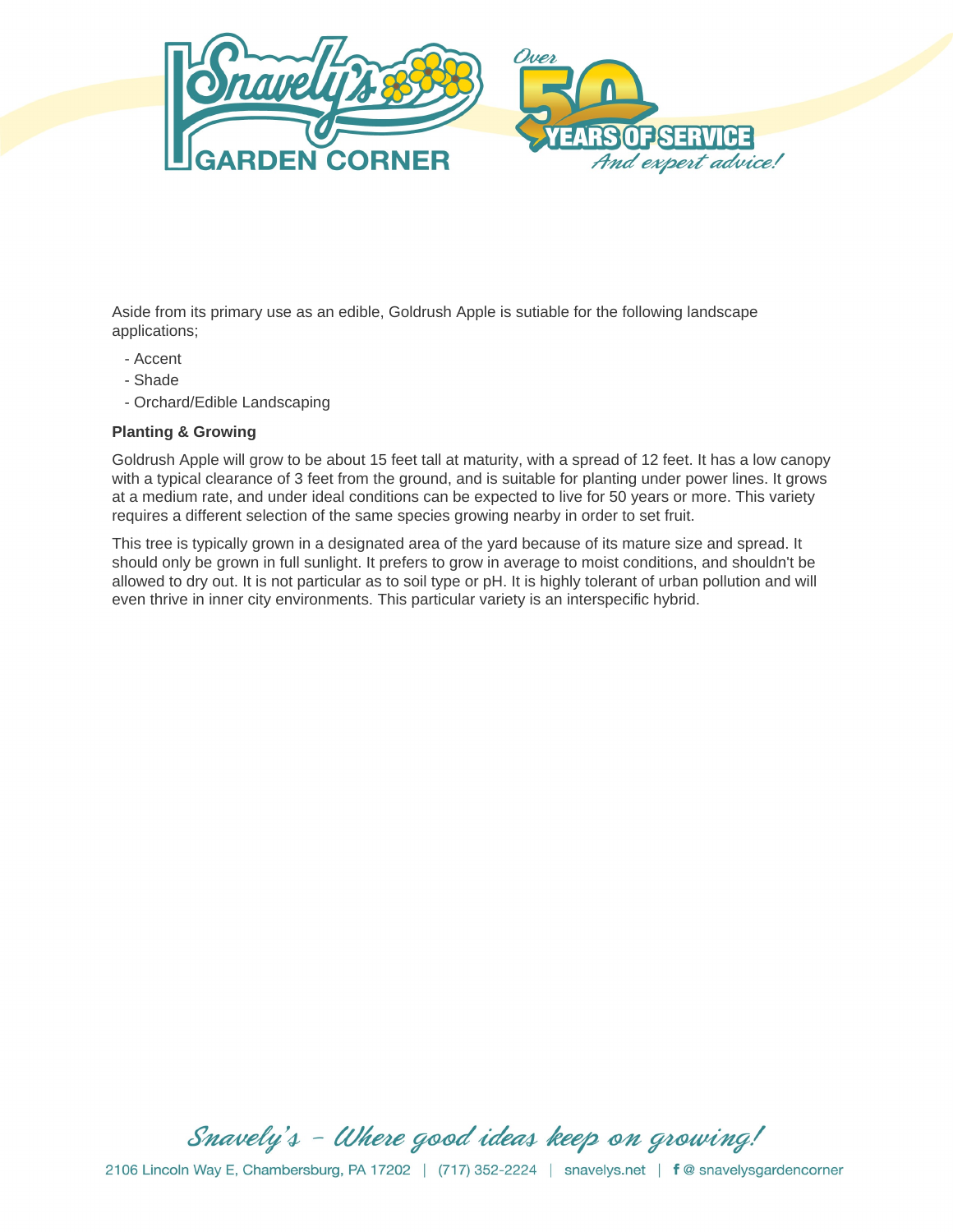Aside from its primary use as an edible, Goldrush Apple is sutiable for the following landscape applications;

- Accent
- Shade
- Orchard/Edible Landscaping

**Planting & Growing**

Goldrush Apple will grow to be about 15 feet tall at maturity, with a spread of 12 feet. It has a low canopy with a typical clearance of 3 feet from the ground, and is suitable for planting under power lines. It grows at a medium rate, and under ideal conditions can be expected to live for 50 years or more. This variety requires a different selection of the same species growing nearby in order to set fruit.

This tree is typically grown in a designated area of the yard because of its mature size and spread. It should only be grown in full sunlight. It prefers to grow in average to moist conditions, and shouldn't be allowed to dry out. It is not particular as to soil type or pH. It is highly tolerant of urban pollution and will even thrive in inner city environments. This particular variety is an interspecific hybrid.